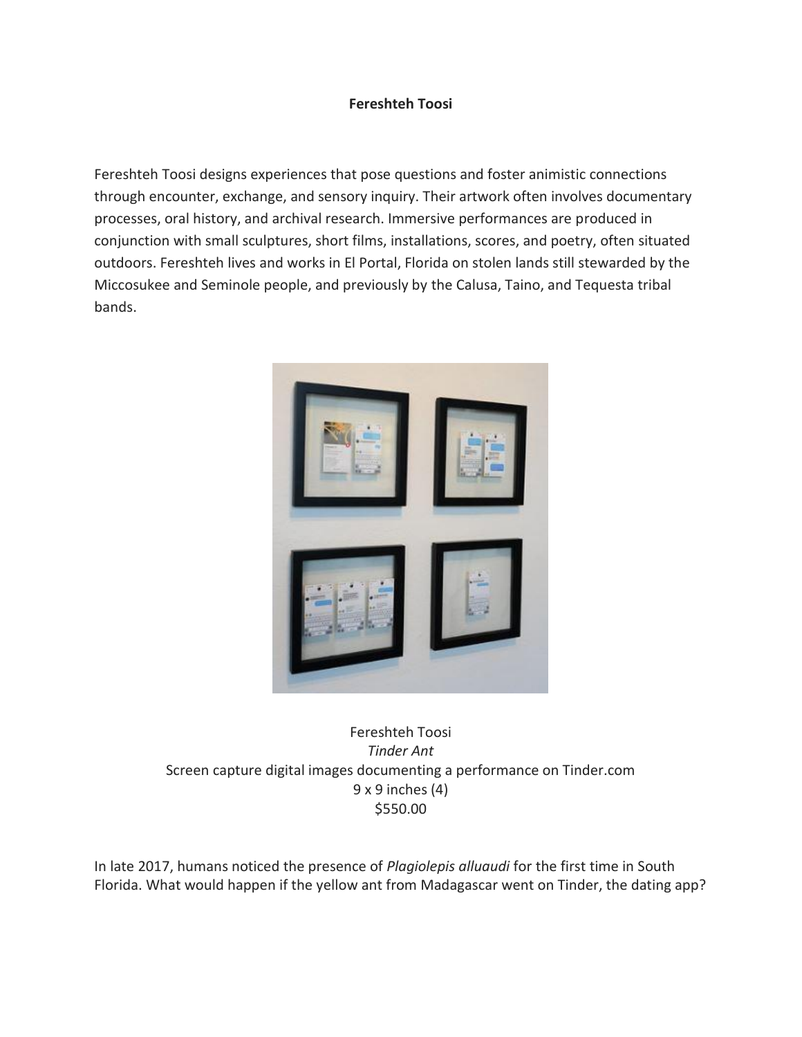**Fereshteh Toosi**

Fereshteh Toosi designs experiences that pose questions and foster animistic connections through encounter, exchange, and sensory inquiry. Their artwork often involves documentary processes, oral history, and archival research. Immersive performances are produced in conjunction with small sculptures, short films, installations, scores, and poetry, often situated outdoors. Fereshteh lives and works in El Portal, Florida on stolen lands still stewarded by the Miccosukee and Seminole people, and previously by the Calusa, Taino, and Tequesta tribal bands.

Fereshteh Toosi
*Tinder Ant*
Screen capture digital images documenting a performance on Tinder.com
9 x 9 inches (4)
$550.00

In late 2017, humans noticed the presence of *Plagiolepis alluaudi* for the first time in South Florida. What would happen if the yellow ant from Madagascar went on Tinder, the dating app?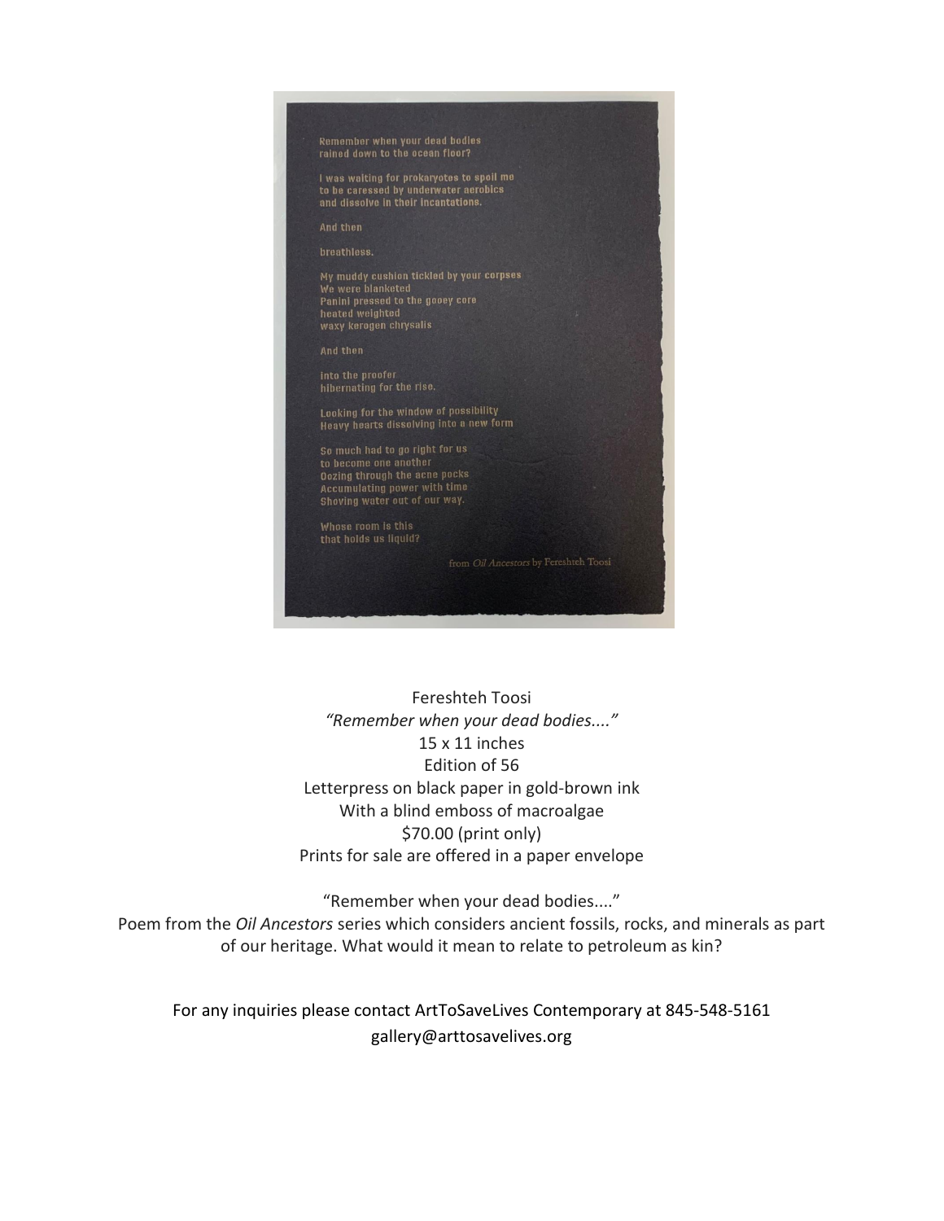Remember when your dead bodies
rained down to the ocean floor?

I was waiting for prokaryotes to spoil me
to be caressed by underwater aerobics
and dissolve in their incantations.

And then

breathless.

My muddy cushion tickled by your corpses
We were blanketed
Panini pressed to the gooey core
heated weighted
waxy kerogen chrysalis

And then

into the proofer
hibernating for the rise.

Looking for the window of possibility
Heavy hearts dissolving into a new form

So much had to go right for us
to become one another
Oozing through the acne pocks
Accumulating power with time
Shoving water out of our way.

Whose room is this
that holds us liquid?

from *Oil Ancestors* by Fereshteh Toosi

Fereshteh Toosi
*"Remember when your dead bodies...."*
15 x 11 inches
Edition of 56
Letterpress on black paper in gold-brown ink
With a blind emboss of macroalgae
$70.00 (print only)
Prints for sale are offered in a paper envelope

"Remember when your dead bodies...."
Poem from the *Oil Ancestors* series which considers ancient fossils, rocks, and minerals as part of our heritage. What would it mean to relate to petroleum as kin?

For any inquiries please contact ArtToSaveLives Contemporary at 845-548-5161
gallery@arttosavelives.org